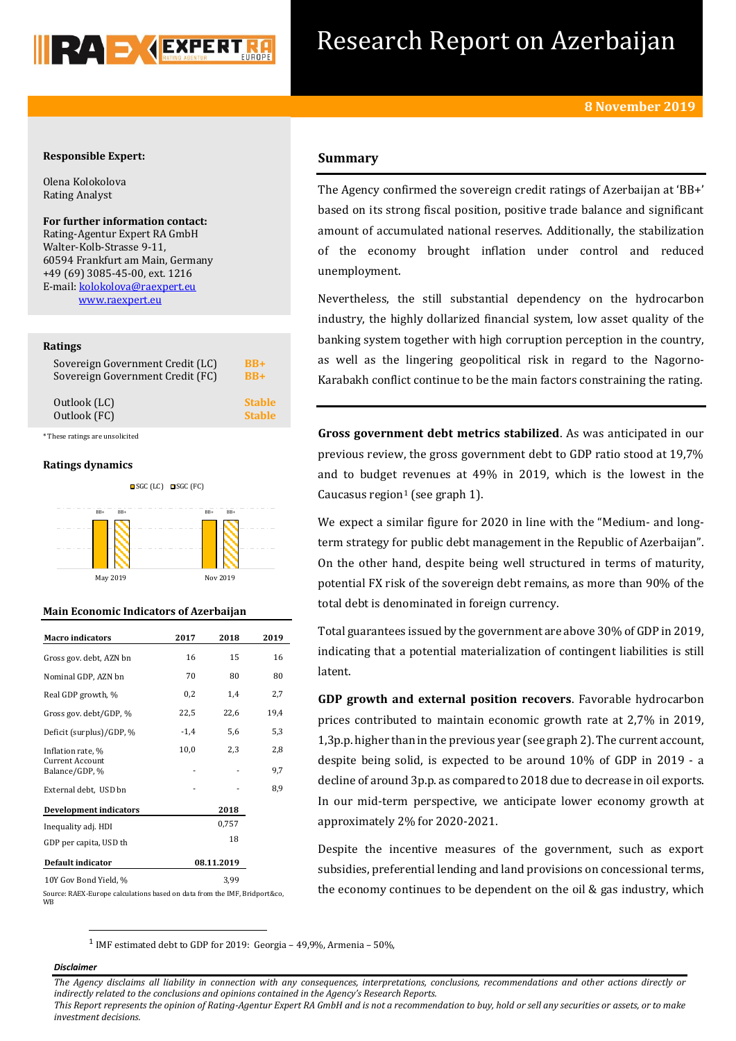# Research Report on Azerbaijan

**8 November 2019**

**Responsible Expert:**

Olena Kolokolova
Rating Analyst

**For further information contact:**
Rating-Agentur Expert RA GmbH
Walter-Kolb-Strasse 9-11,
60594 Frankfurt am Main, Germany
+49 (69) 3085-45-00, ext. 1216
E-mail: kolokolova@raexpert.eu
www.raexpert.eu

**Ratings**

| | |
|---|---|
| Sovereign Government Credit (LC) | BB+ |
| Sovereign Government Credit (FC) | BB+ |
| Outlook (LC) | Stable |
| Outlook (FC) | Stable |

*These ratings are unsolicited

**Ratings dynamics**

SGC (LC) SGC (FC)

| | SGC (LC) | SGC (FC) |
|---|---|---|
| May 2019 | BB+ | BB+ |
| Nov 2019 | BB+ | BB+ |

**Main Economic Indicators of Azerbaijan**

| Macro indicators | 2017 | 2018 | 2019 |
|---|---|---|---|
| Gross gov. debt, AZN bn | 16 | 15 | 16 |
| Nominal GDP, AZN bn | 70 | 80 | 80 |
| Real GDP growth, % | 0,2 | 1,4 | 2,7 |
| Gross gov. debt/GDP, % | 22,5 | 22,6 | 19,4 |
| Deficit (surplus)/GDP, % | -1,4 | 5,6 | 5,3 |
| Inflation rate, % | 10,0 | 2,3 | 2,8 |
| Current Account Balance/GDP, % | - | - | 9,7 |
| External debt, USD bn | - | - | 8,9 |
| **Development indicators** | | **2018** | |
| Inequality adj. HDI | | 0,757 | |
| GDP per capita, USD th | | 18 | |
| **Default indicator** | | **08.11.2019** | |
| 10Y Gov Bond Yield, % | | 3,99 | |

Source: RAEX-Europe calculations based on data from the IMF, Bridport&co, WB

## Summary

The Agency confirmed the sovereign credit ratings of Azerbaijan at 'BB+' based on its strong fiscal position, positive trade balance and significant amount of accumulated national reserves. Additionally, the stabilization of the economy brought inflation under control and reduced unemployment.

Nevertheless, the still substantial dependency on the hydrocarbon industry, the highly dollarized financial system, low asset quality of the banking system together with high corruption perception in the country, as well as the lingering geopolitical risk in regard to the Nagorno-Karabakh conflict continue to be the main factors constraining the rating.

**Gross government debt metrics stabilized**. As was anticipated in our previous review, the gross government debt to GDP ratio stood at 19,7% and to budget revenues at 49% in 2019, which is the lowest in the Caucasus region[1] (see graph 1).

We expect a similar figure for 2020 in line with the "Medium- and long-term strategy for public debt management in the Republic of Azerbaijan". On the other hand, despite being well structured in terms of maturity, potential FX risk of the sovereign debt remains, as more than 90% of the total debt is denominated in foreign currency.

Total guarantees issued by the government are above 30% of GDP in 2019, indicating that a potential materialization of contingent liabilities is still latent.

**GDP growth and external position recovers**. Favorable hydrocarbon prices contributed to maintain economic growth rate at 2,7% in 2019, 1,3p.p. higher than in the previous year (see graph 2). The current account, despite being solid, is expected to be around 10% of GDP in 2019 - a decline of around 3p.p. as compared to 2018 due to decrease in oil exports. In our mid-term perspective, we anticipate lower economy growth at approximately 2% for 2020-2021.

Despite the incentive measures of the government, such as export subsidies, preferential lending and land provisions on concessional terms, the economy continues to be dependent on the oil & gas industry, which

[1] IMF estimated debt to GDP for 2019: Georgia – 49,9%, Armenia – 50%,

*Disclaimer*

*The Agency disclaims all liability in connection with any consequences, interpretations, conclusions, recommendations and other actions directly or indirectly related to the conclusions and opinions contained in the Agency's Research Reports.*
*This Report represents the opinion of Rating-Agentur Expert RA GmbH and is not a recommendation to buy, hold or sell any securities or assets, or to make investment decisions.*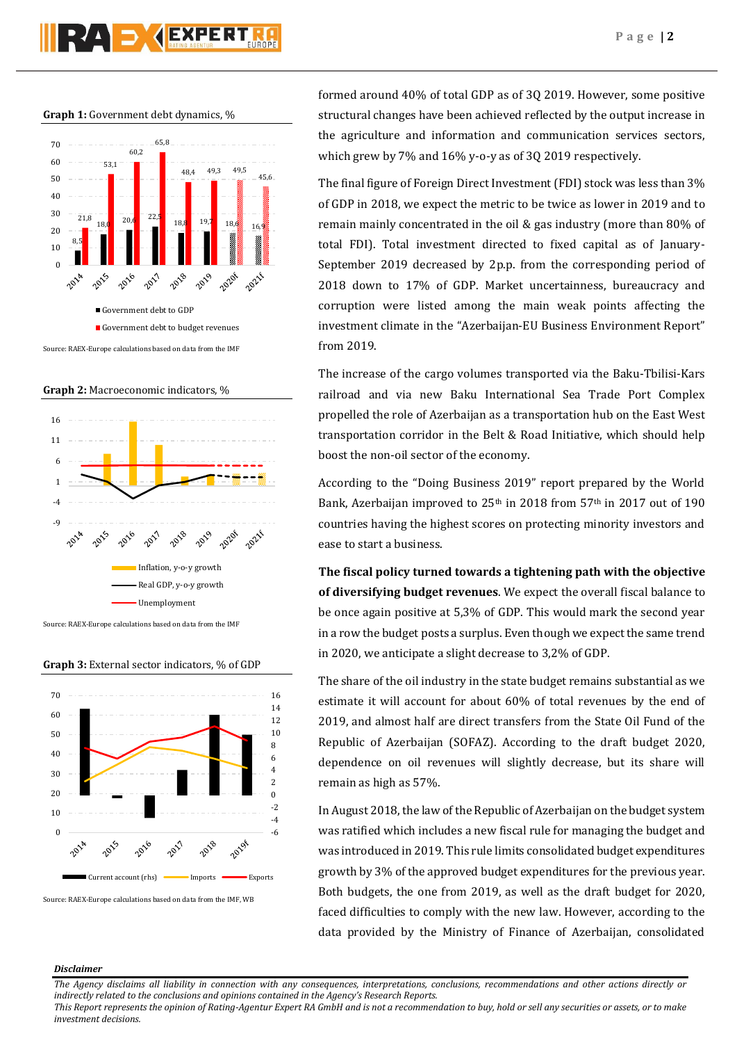**Graph 1:** Government debt dynamics, %

Source: RAEX-Europe calculations based on data from the IMF

**Graph 2:** Macroeconomic indicators, %

Source: RAEX-Europe calculations based on data from the IMF

**Graph 3:** External sector indicators, % of GDP

Source: RAEX-Europe calculations based on data from the IMF, WB

formed around 40% of total GDP as of 3Q 2019. However, some positive structural changes have been achieved reflected by the output increase in the agriculture and information and communication services sectors, which grew by 7% and 16% y-o-y as of 3Q 2019 respectively.

The final figure of Foreign Direct Investment (FDI) stock was less than 3% of GDP in 2018, we expect the metric to be twice as lower in 2019 and to remain mainly concentrated in the oil & gas industry (more than 80% of total FDI). Total investment directed to fixed capital as of January-September 2019 decreased by 2p.p. from the corresponding period of 2018 down to 17% of GDP. Market uncertainness, bureaucracy and corruption were listed among the main weak points affecting the investment climate in the "Azerbaijan-EU Business Environment Report" from 2019.

The increase of the cargo volumes transported via the Baku-Tbilisi-Kars railroad and via new Baku International Sea Trade Port Complex propelled the role of Azerbaijan as a transportation hub on the East West transportation corridor in the Belt & Road Initiative, which should help boost the non-oil sector of the economy.

According to the "Doing Business 2019" report prepared by the World Bank, Azerbaijan improved to 25th in 2018 from 57th in 2017 out of 190 countries having the highest scores on protecting minority investors and ease to start a business.

**The fiscal policy turned towards a tightening path with the objective of diversifying budget revenues**. We expect the overall fiscal balance to be once again positive at 5,3% of GDP. This would mark the second year in a row the budget posts a surplus. Even though we expect the same trend in 2020, we anticipate a slight decrease to 3,2% of GDP.

The share of the oil industry in the state budget remains substantial as we estimate it will account for about 60% of total revenues by the end of 2019, and almost half are direct transfers from the State Oil Fund of the Republic of Azerbaijan (SOFAZ). According to the draft budget 2020, dependence on oil revenues will slightly decrease, but its share will remain as high as 57%.

In August 2018, the law of the Republic of Azerbaijan on the budget system was ratified which includes a new fiscal rule for managing the budget and was introduced in 2019. This rule limits consolidated budget expenditures growth by 3% of the approved budget expenditures for the previous year. Both budgets, the one from 2019, as well as the draft budget for 2020, faced difficulties to comply with the new law. However, according to the data provided by the Ministry of Finance of Azerbaijan, consolidated

*Disclaimer*

*The Agency disclaims all liability in connection with any consequences, interpretations, conclusions, recommendations and other actions directly or indirectly related to the conclusions and opinions contained in the Agency's Research Reports.*
*This Report represents the opinion of Rating-Agentur Expert RA GmbH and is not a recommendation to buy, hold or sell any securities or assets, or to make investment decisions.*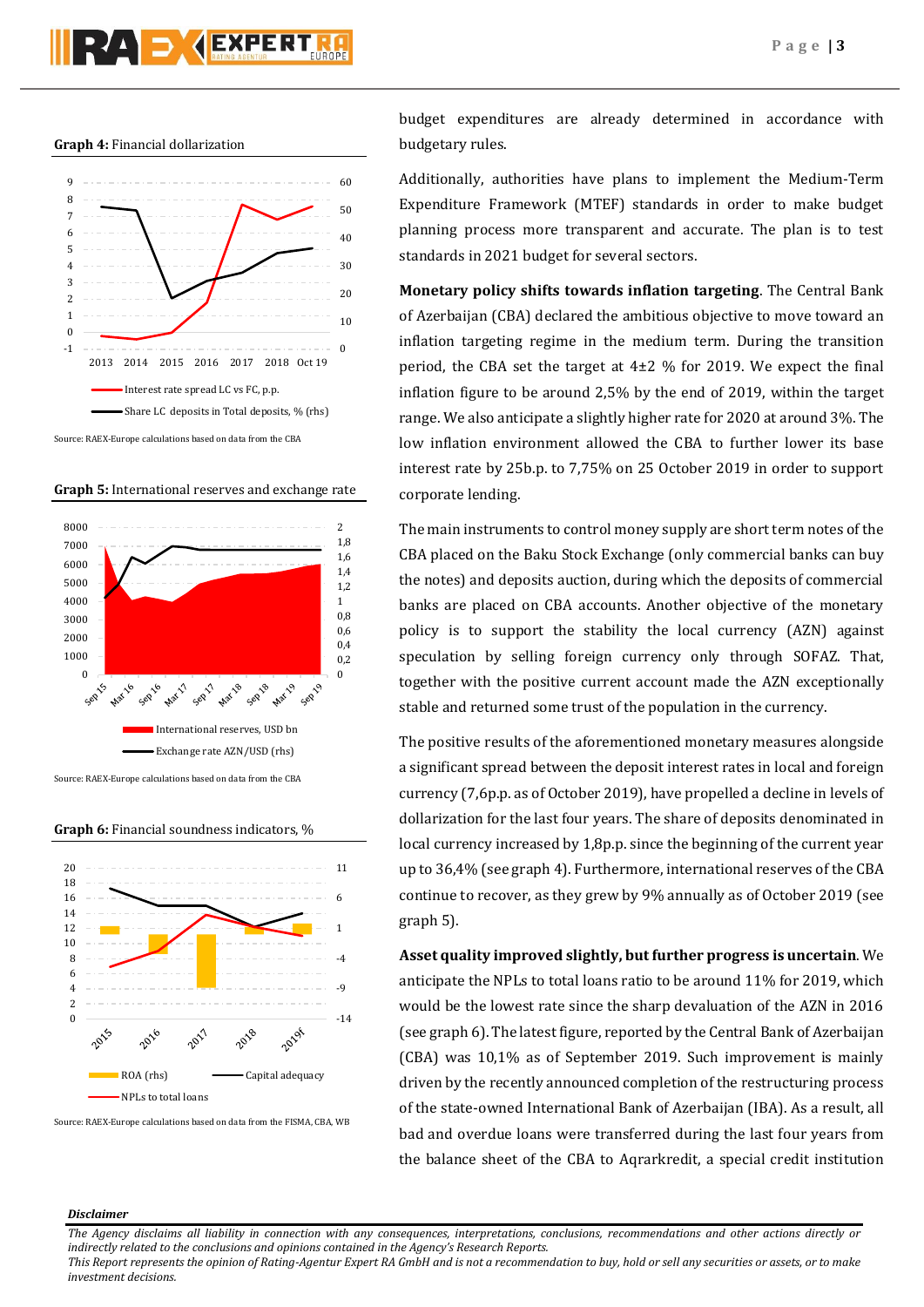**Graph 4:** Financial dollarization

Source: RAEX-Europe calculations based on data from the CBA

**Graph 5:** International reserves and exchange rate

Source: RAEX-Europe calculations based on data from the CBA

**Graph 6:** Financial soundness indicators, %

Source: RAEX-Europe calculations based on data from the FISMA, CBA, WB

budget expenditures are already determined in accordance with budgetary rules.

Additionally, authorities have plans to implement the Medium-Term Expenditure Framework (MTEF) standards in order to make budget planning process more transparent and accurate. The plan is to test standards in 2021 budget for several sectors.

**Monetary policy shifts towards inflation targeting**. The Central Bank of Azerbaijan (CBA) declared the ambitious objective to move toward an inflation targeting regime in the medium term. During the transition period, the CBA set the target at 4±2 % for 2019. We expect the final inflation figure to be around 2,5% by the end of 2019, within the target range. We also anticipate a slightly higher rate for 2020 at around 3%. The low inflation environment allowed the CBA to further lower its base interest rate by 25b.p. to 7,75% on 25 October 2019 in order to support corporate lending.

The main instruments to control money supply are short term notes of the CBA placed on the Baku Stock Exchange (only commercial banks can buy the notes) and deposits auction, during which the deposits of commercial banks are placed on CBA accounts. Another objective of the monetary policy is to support the stability the local currency (AZN) against speculation by selling foreign currency only through SOFAZ. That, together with the positive current account made the AZN exceptionally stable and returned some trust of the population in the currency.

The positive results of the aforementioned monetary measures alongside a significant spread between the deposit interest rates in local and foreign currency (7,6p.p. as of October 2019), have propelled a decline in levels of dollarization for the last four years. The share of deposits denominated in local currency increased by 1,8p.p. since the beginning of the current year up to 36,4% (see graph 4). Furthermore, international reserves of the CBA continue to recover, as they grew by 9% annually as of October 2019 (see graph 5).

**Asset quality improved slightly, but further progress is uncertain**. We anticipate the NPLs to total loans ratio to be around 11% for 2019, which would be the lowest rate since the sharp devaluation of the AZN in 2016 (see graph 6). The latest figure, reported by the Central Bank of Azerbaijan (CBA) was 10,1% as of September 2019. Such improvement is mainly driven by the recently announced completion of the restructuring process of the state-owned International Bank of Azerbaijan (IBA). As a result, all bad and overdue loans were transferred during the last four years from the balance sheet of the CBA to Aqrarkredit, a special credit institution

***Disclaimer***

*The Agency disclaims all liability in connection with any consequences, interpretations, conclusions, recommendations and other actions directly or indirectly related to the conclusions and opinions contained in the Agency's Research Reports.*
*This Report represents the opinion of Rating-Agentur Expert RA GmbH and is not a recommendation to buy, hold or sell any securities or assets, or to make investment decisions.*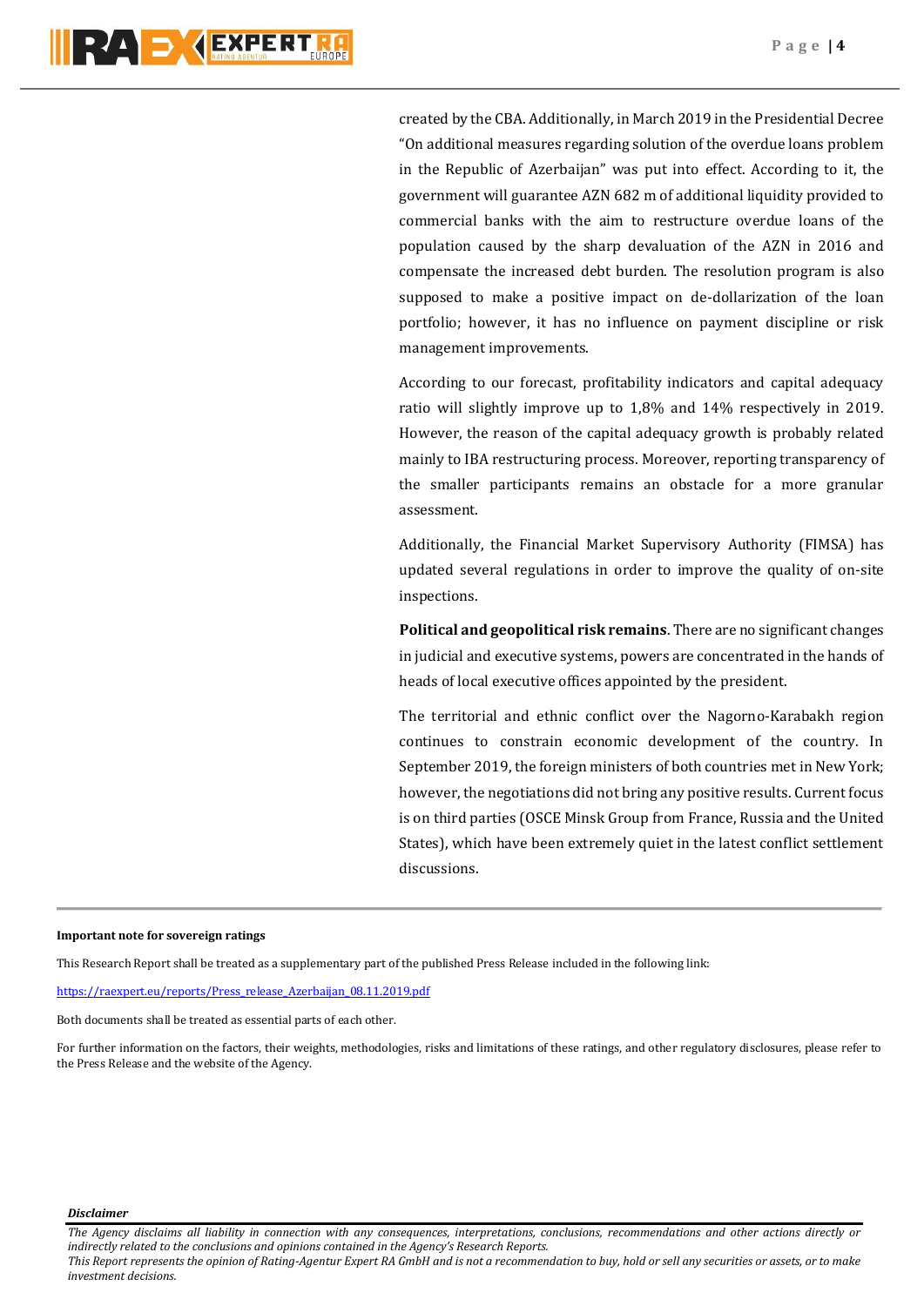created by the CBA. Additionally, in March 2019 in the Presidential Decree "On additional measures regarding solution of the overdue loans problem in the Republic of Azerbaijan" was put into effect. According to it, the government will guarantee AZN 682 m of additional liquidity provided to commercial banks with the aim to restructure overdue loans of the population caused by the sharp devaluation of the AZN in 2016 and compensate the increased debt burden. The resolution program is also supposed to make a positive impact on de-dollarization of the loan portfolio; however, it has no influence on payment discipline or risk management improvements.

According to our forecast, profitability indicators and capital adequacy ratio will slightly improve up to 1,8% and 14% respectively in 2019. However, the reason of the capital adequacy growth is probably related mainly to IBA restructuring process. Moreover, reporting transparency of the smaller participants remains an obstacle for a more granular assessment.

Additionally, the Financial Market Supervisory Authority (FIMSA) has updated several regulations in order to improve the quality of on-site inspections.

**Political and geopolitical risk remains**. There are no significant changes in judicial and executive systems, powers are concentrated in the hands of heads of local executive offices appointed by the president.

The territorial and ethnic conflict over the Nagorno-Karabakh region continues to constrain economic development of the country. In September 2019, the foreign ministers of both countries met in New York; however, the negotiations did not bring any positive results. Current focus is on third parties (OSCE Minsk Group from France, Russia and the United States), which have been extremely quiet in the latest conflict settlement discussions.

**Important note for sovereign ratings**

This Research Report shall be treated as a supplementary part of the published Press Release included in the following link:

https://raexpert.eu/reports/Press_release_Azerbaijan_08.11.2019.pdf

Both documents shall be treated as essential parts of each other.

For further information on the factors, their weights, methodologies, risks and limitations of these ratings, and other regulatory disclosures, please refer to the Press Release and the website of the Agency.

***Disclaimer***

*The Agency disclaims all liability in connection with any consequences, interpretations, conclusions, recommendations and other actions directly or indirectly related to the conclusions and opinions contained in the Agency's Research Reports.*

*This Report represents the opinion of Rating-Agentur Expert RA GmbH and is not a recommendation to buy, hold or sell any securities or assets, or to make investment decisions.*